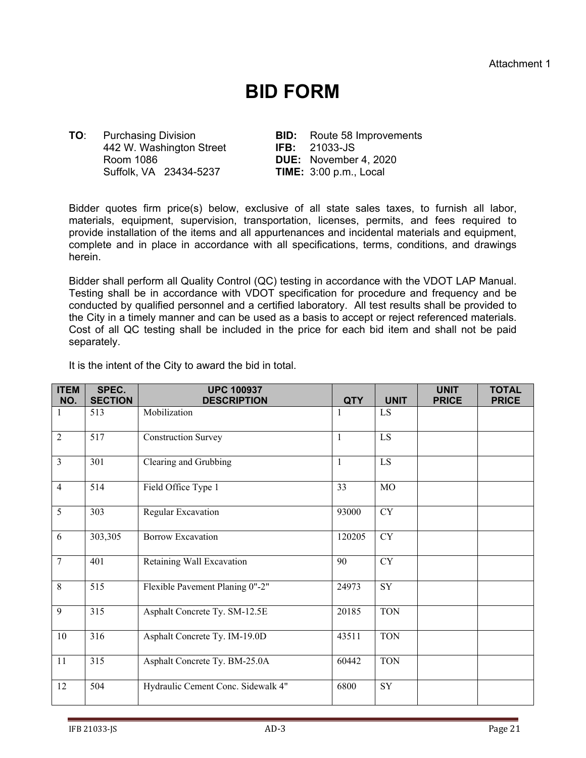Attachment 1

# BID FORM

| **TO**: | Purchasing Division<br>442 W. Washington Street<br>Room 1086<br>Suffolk, VA 23434-5237 | **BID:**<br>**IFB:**<br>**DUE:**<br>**TIME:** | Route 58 Improvements<br>21033-JS<br>November 4, 2020<br>3:00 p.m., Local |
|---|---|---|---|

Bidder quotes firm price(s) below, exclusive of all state sales taxes, to furnish all labor, materials, equipment, supervision, transportation, licenses, permits, and fees required to provide installation of the items and all appurtenances and incidental materials and equipment, complete and in place in accordance with all specifications, terms, conditions, and drawings herein.

Bidder shall perform all Quality Control (QC) testing in accordance with the VDOT LAP Manual. Testing shall be in accordance with VDOT specification for procedure and frequency and be conducted by qualified personnel and a certified laboratory. All test results shall be provided to the City in a timely manner and can be used as a basis to accept or reject referenced materials. Cost of all QC testing shall be included in the price for each bid item and shall not be paid separately.

It is the intent of the City to award the bid in total.

| ITEM NO. | SPEC. SECTION | UPC 100937 DESCRIPTION | QTY | UNIT | UNIT PRICE | TOTAL PRICE |
|---|---|---|---|---|---|---|
| 1 | 513 | Mobilization | 1 | LS | | |
| 2 | 517 | Construction Survey | 1 | LS | | |
| 3 | 301 | Clearing and Grubbing | 1 | LS | | |
| 4 | 514 | Field Office Type 1 | 33 | MO | | |
| 5 | 303 | Regular Excavation | 93000 | CY | | |
| 6 | 303,305 | Borrow Excavation | 120205 | CY | | |
| 7 | 401 | Retaining Wall Excavation | 90 | CY | | |
| 8 | 515 | Flexible Pavement Planing 0"-2" | 24973 | SY | | |
| 9 | 315 | Asphalt Concrete Ty. SM-12.5E | 20185 | TON | | |
| 10 | 316 | Asphalt Concrete Ty. IM-19.0D | 43511 | TON | | |
| 11 | 315 | Asphalt Concrete Ty. BM-25.0A | 60442 | TON | | |
| 12 | 504 | Hydraulic Cement Conc. Sidewalk 4" | 6800 | SY | | |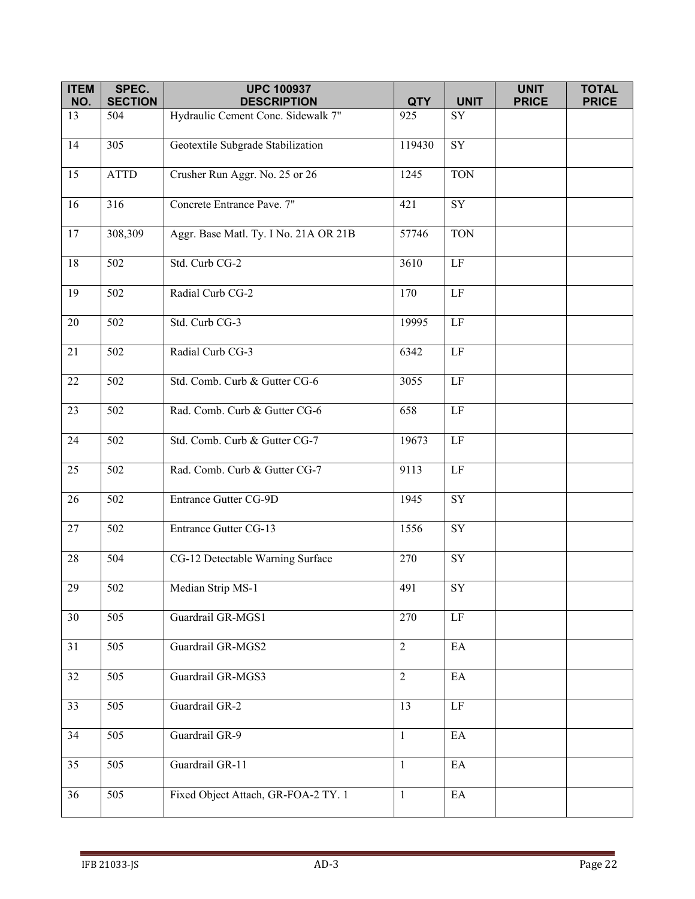| ITEM NO. | SPEC. SECTION | UPC 100937 DESCRIPTION | QTY | UNIT | UNIT PRICE | TOTAL PRICE |
|---|---|---|---|---|---|---|
| 13 | 504 | Hydraulic Cement Conc. Sidewalk 7" | 925 | SY | | |
| 14 | 305 | Geotextile Subgrade Stabilization | 119430 | SY | | |
| 15 | ATTD | Crusher Run Aggr. No. 25 or 26 | 1245 | TON | | |
| 16 | 316 | Concrete Entrance Pave. 7" | 421 | SY | | |
| 17 | 308,309 | Aggr. Base Matl. Ty. I No. 21A OR 21B | 57746 | TON | | |
| 18 | 502 | Std. Curb CG-2 | 3610 | LF | | |
| 19 | 502 | Radial Curb CG-2 | 170 | LF | | |
| 20 | 502 | Std. Curb CG-3 | 19995 | LF | | |
| 21 | 502 | Radial Curb CG-3 | 6342 | LF | | |
| 22 | 502 | Std. Comb. Curb & Gutter CG-6 | 3055 | LF | | |
| 23 | 502 | Rad. Comb. Curb & Gutter CG-6 | 658 | LF | | |
| 24 | 502 | Std. Comb. Curb & Gutter CG-7 | 19673 | LF | | |
| 25 | 502 | Rad. Comb. Curb & Gutter CG-7 | 9113 | LF | | |
| 26 | 502 | Entrance Gutter CG-9D | 1945 | SY | | |
| 27 | 502 | Entrance Gutter CG-13 | 1556 | SY | | |
| 28 | 504 | CG-12 Detectable Warning Surface | 270 | SY | | |
| 29 | 502 | Median Strip MS-1 | 491 | SY | | |
| 30 | 505 | Guardrail GR-MGS1 | 270 | LF | | |
| 31 | 505 | Guardrail GR-MGS2 | 2 | EA | | |
| 32 | 505 | Guardrail GR-MGS3 | 2 | EA | | |
| 33 | 505 | Guardrail GR-2 | 13 | LF | | |
| 34 | 505 | Guardrail GR-9 | 1 | EA | | |
| 35 | 505 | Guardrail GR-11 | 1 | EA | | |
| 36 | 505 | Fixed Object Attach, GR-FOA-2 TY. 1 | 1 | EA | | |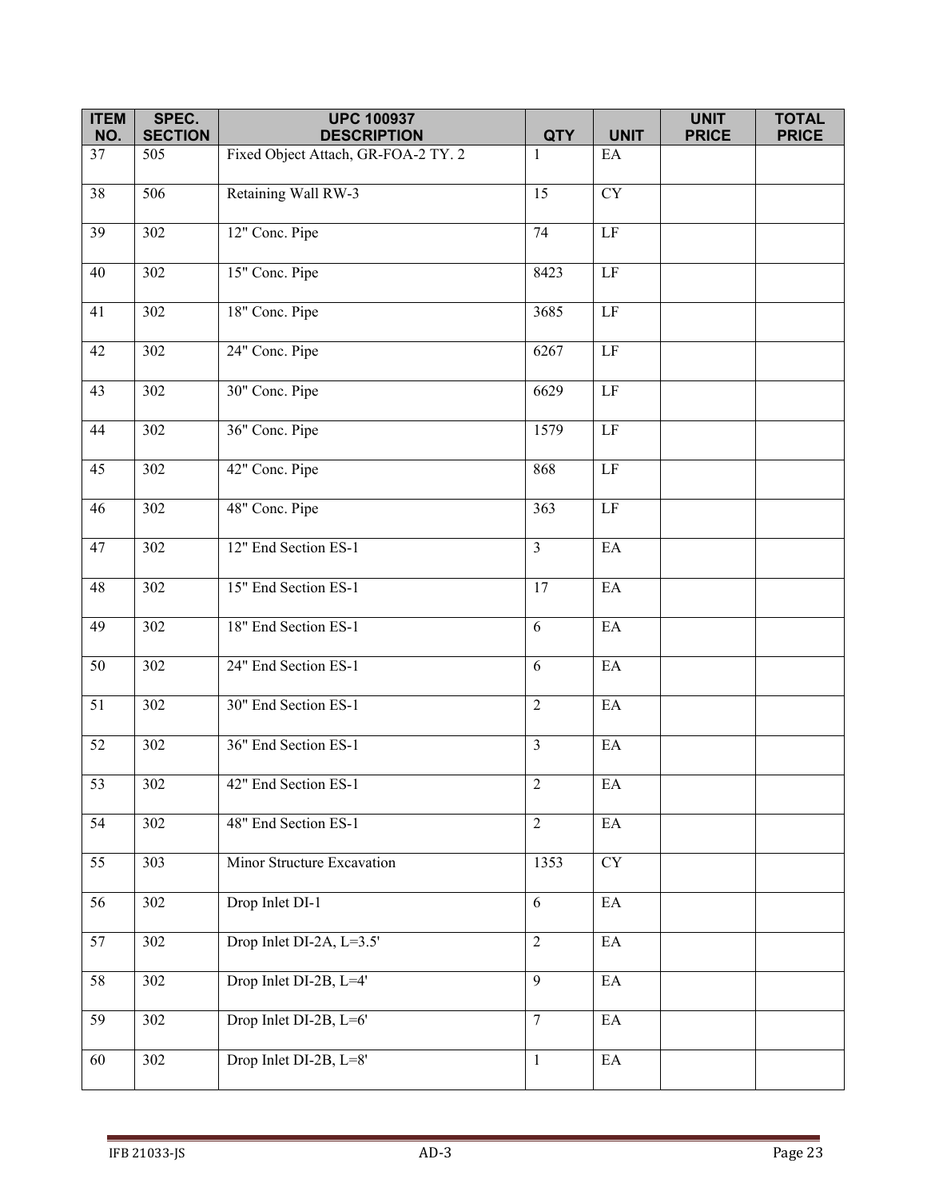| ITEM NO. | SPEC. SECTION | UPC 100937 DESCRIPTION | QTY | UNIT | UNIT PRICE | TOTAL PRICE |
|---|---|---|---|---|---|---|
| 37 | 505 | Fixed Object Attach, GR-FOA-2 TY. 2 | 1 | EA | | |
| 38 | 506 | Retaining Wall RW-3 | 15 | CY | | |
| 39 | 302 | 12" Conc. Pipe | 74 | LF | | |
| 40 | 302 | 15" Conc. Pipe | 8423 | LF | | |
| 41 | 302 | 18" Conc. Pipe | 3685 | LF | | |
| 42 | 302 | 24" Conc. Pipe | 6267 | LF | | |
| 43 | 302 | 30" Conc. Pipe | 6629 | LF | | |
| 44 | 302 | 36" Conc. Pipe | 1579 | LF | | |
| 45 | 302 | 42" Conc. Pipe | 868 | LF | | |
| 46 | 302 | 48" Conc. Pipe | 363 | LF | | |
| 47 | 302 | 12" End Section ES-1 | 3 | EA | | |
| 48 | 302 | 15" End Section ES-1 | 17 | EA | | |
| 49 | 302 | 18" End Section ES-1 | 6 | EA | | |
| 50 | 302 | 24" End Section ES-1 | 6 | EA | | |
| 51 | 302 | 30" End Section ES-1 | 2 | EA | | |
| 52 | 302 | 36" End Section ES-1 | 3 | EA | | |
| 53 | 302 | 42" End Section ES-1 | 2 | EA | | |
| 54 | 302 | 48" End Section ES-1 | 2 | EA | | |
| 55 | 303 | Minor Structure Excavation | 1353 | CY | | |
| 56 | 302 | Drop Inlet DI-1 | 6 | EA | | |
| 57 | 302 | Drop Inlet DI-2A, L=3.5' | 2 | EA | | |
| 58 | 302 | Drop Inlet DI-2B, L=4' | 9 | EA | | |
| 59 | 302 | Drop Inlet DI-2B, L=6' | 7 | EA | | |
| 60 | 302 | Drop Inlet DI-2B, L=8' | 1 | EA | | |

IFB 21033-JS AD-3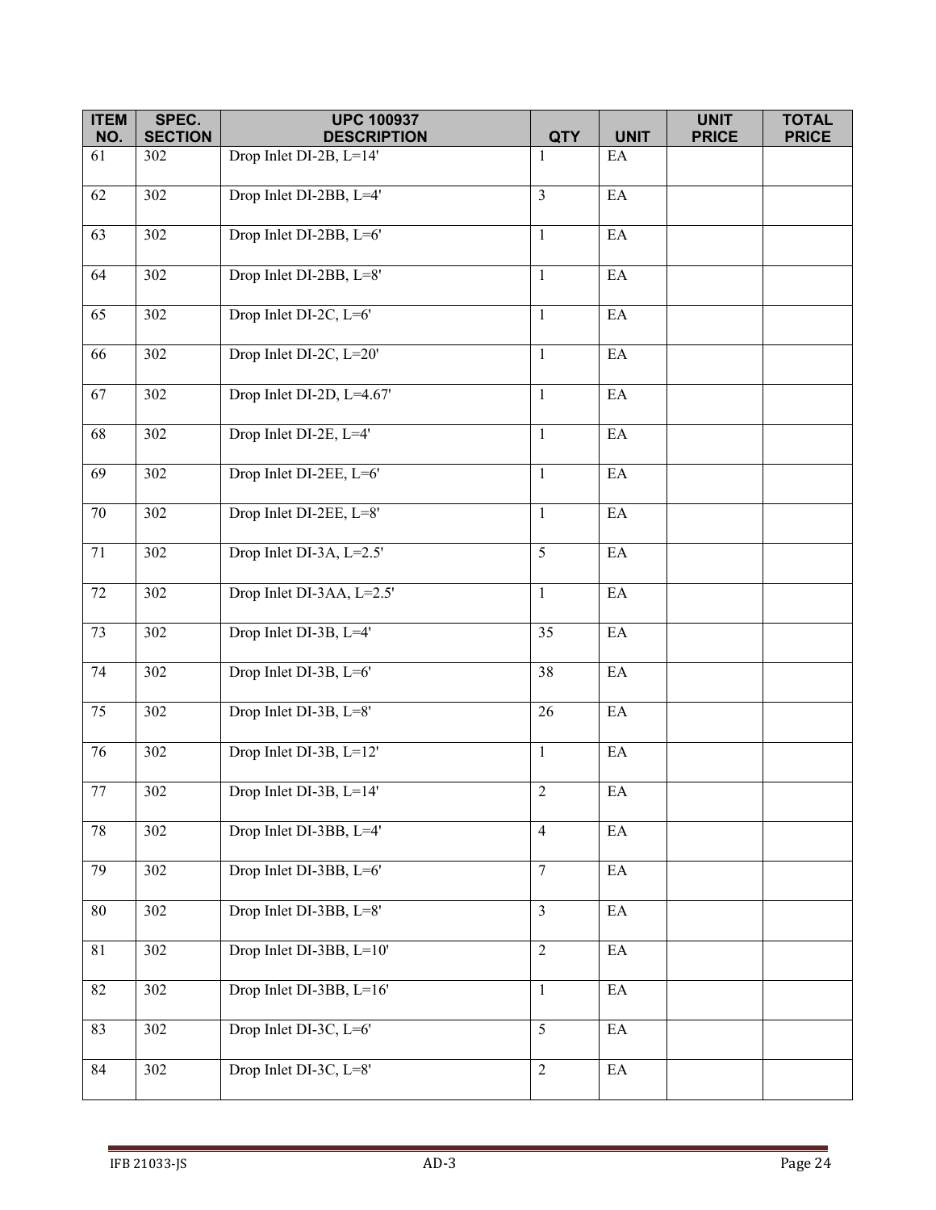| ITEM NO. | SPEC. SECTION | UPC 100937 DESCRIPTION | QTY | UNIT | UNIT PRICE | TOTAL PRICE |
|---|---|---|---|---|---|---|
| 61 | 302 | Drop Inlet DI-2B, L=14' | 1 | EA | | |
| 62 | 302 | Drop Inlet DI-2BB, L=4' | 3 | EA | | |
| 63 | 302 | Drop Inlet DI-2BB, L=6' | 1 | EA | | |
| 64 | 302 | Drop Inlet DI-2BB, L=8' | 1 | EA | | |
| 65 | 302 | Drop Inlet DI-2C, L=6' | 1 | EA | | |
| 66 | 302 | Drop Inlet DI-2C, L=20' | 1 | EA | | |
| 67 | 302 | Drop Inlet DI-2D, L=4.67' | 1 | EA | | |
| 68 | 302 | Drop Inlet DI-2E, L=4' | 1 | EA | | |
| 69 | 302 | Drop Inlet DI-2EE, L=6' | 1 | EA | | |
| 70 | 302 | Drop Inlet DI-2EE, L=8' | 1 | EA | | |
| 71 | 302 | Drop Inlet DI-3A, L=2.5' | 5 | EA | | |
| 72 | 302 | Drop Inlet DI-3AA, L=2.5' | 1 | EA | | |
| 73 | 302 | Drop Inlet DI-3B, L=4' | 35 | EA | | |
| 74 | 302 | Drop Inlet DI-3B, L=6' | 38 | EA | | |
| 75 | 302 | Drop Inlet DI-3B, L=8' | 26 | EA | | |
| 76 | 302 | Drop Inlet DI-3B, L=12' | 1 | EA | | |
| 77 | 302 | Drop Inlet DI-3B, L=14' | 2 | EA | | |
| 78 | 302 | Drop Inlet DI-3BB, L=4' | 4 | EA | | |
| 79 | 302 | Drop Inlet DI-3BB, L=6' | 7 | EA | | |
| 80 | 302 | Drop Inlet DI-3BB, L=8' | 3 | EA | | |
| 81 | 302 | Drop Inlet DI-3BB, L=10' | 2 | EA | | |
| 82 | 302 | Drop Inlet DI-3BB, L=16' | 1 | EA | | |
| 83 | 302 | Drop Inlet DI-3C, L=6' | 5 | EA | | |
| 84 | 302 | Drop Inlet DI-3C, L=8' | 2 | EA | | |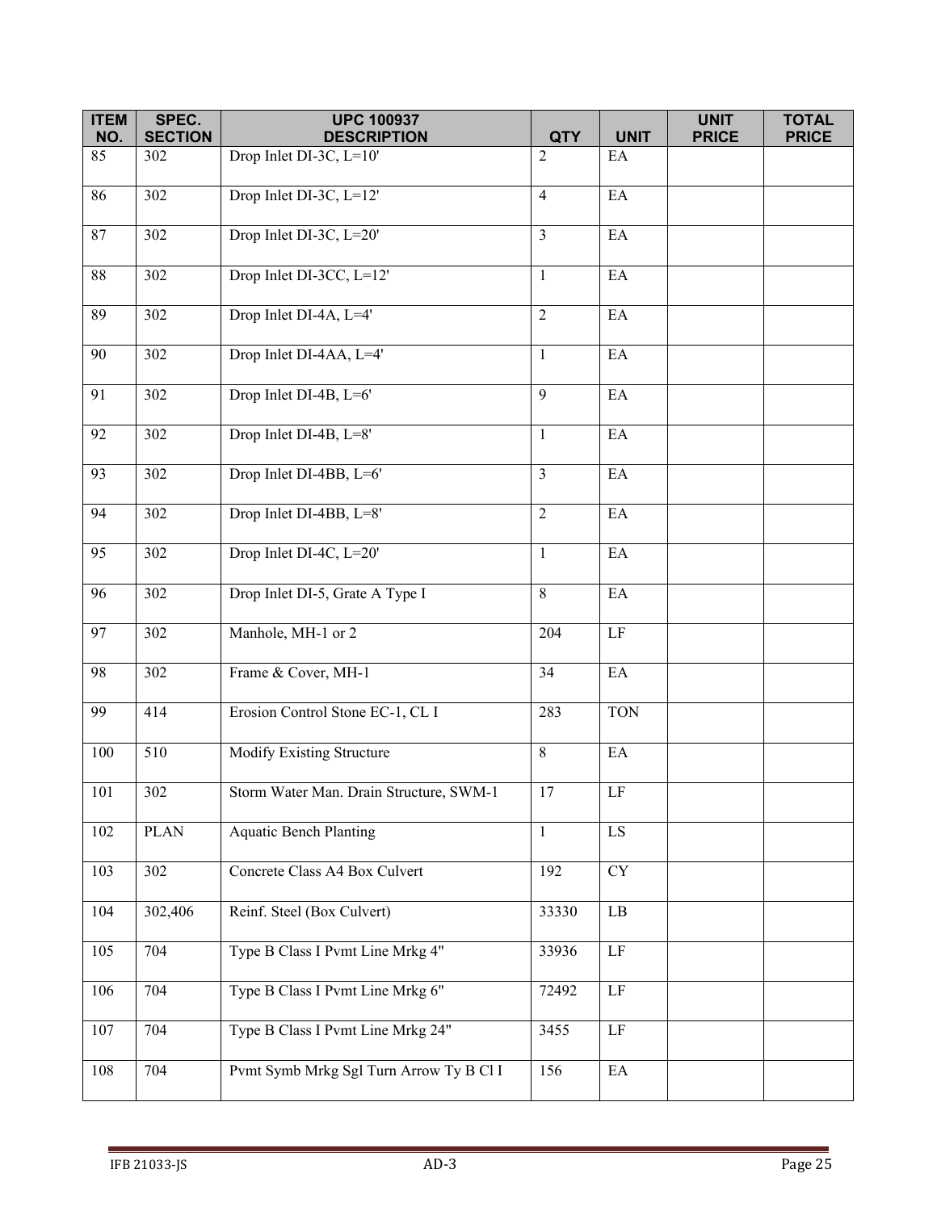| ITEM NO. | SPEC. SECTION | UPC 100937 DESCRIPTION | QTY | UNIT | UNIT PRICE | TOTAL PRICE |
|---|---|---|---|---|---|---|
| 85 | 302 | Drop Inlet DI-3C, L=10' | 2 | EA | | |
| 86 | 302 | Drop Inlet DI-3C, L=12' | 4 | EA | | |
| 87 | 302 | Drop Inlet DI-3C, L=20' | 3 | EA | | |
| 88 | 302 | Drop Inlet DI-3CC, L=12' | 1 | EA | | |
| 89 | 302 | Drop Inlet DI-4A, L=4' | 2 | EA | | |
| 90 | 302 | Drop Inlet DI-4AA, L=4' | 1 | EA | | |
| 91 | 302 | Drop Inlet DI-4B, L=6' | 9 | EA | | |
| 92 | 302 | Drop Inlet DI-4B, L=8' | 1 | EA | | |
| 93 | 302 | Drop Inlet DI-4BB, L=6' | 3 | EA | | |
| 94 | 302 | Drop Inlet DI-4BB, L=8' | 2 | EA | | |
| 95 | 302 | Drop Inlet DI-4C, L=20' | 1 | EA | | |
| 96 | 302 | Drop Inlet DI-5, Grate A Type I | 8 | EA | | |
| 97 | 302 | Manhole, MH-1 or 2 | 204 | LF | | |
| 98 | 302 | Frame & Cover, MH-1 | 34 | EA | | |
| 99 | 414 | Erosion Control Stone EC-1, CL I | 283 | TON | | |
| 100 | 510 | Modify Existing Structure | 8 | EA | | |
| 101 | 302 | Storm Water Man. Drain Structure, SWM-1 | 17 | LF | | |
| 102 | PLAN | Aquatic Bench Planting | 1 | LS | | |
| 103 | 302 | Concrete Class A4 Box Culvert | 192 | CY | | |
| 104 | 302,406 | Reinf. Steel (Box Culvert) | 33330 | LB | | |
| 105 | 704 | Type B Class I Pvmt Line Mrkg 4" | 33936 | LF | | |
| 106 | 704 | Type B Class I Pvmt Line Mrkg 6" | 72492 | LF | | |
| 107 | 704 | Type B Class I Pvmt Line Mrkg 24" | 3455 | LF | | |
| 108 | 704 | Pvmt Symb Mrkg Sgl Turn Arrow Ty B Cl I | 156 | EA | | |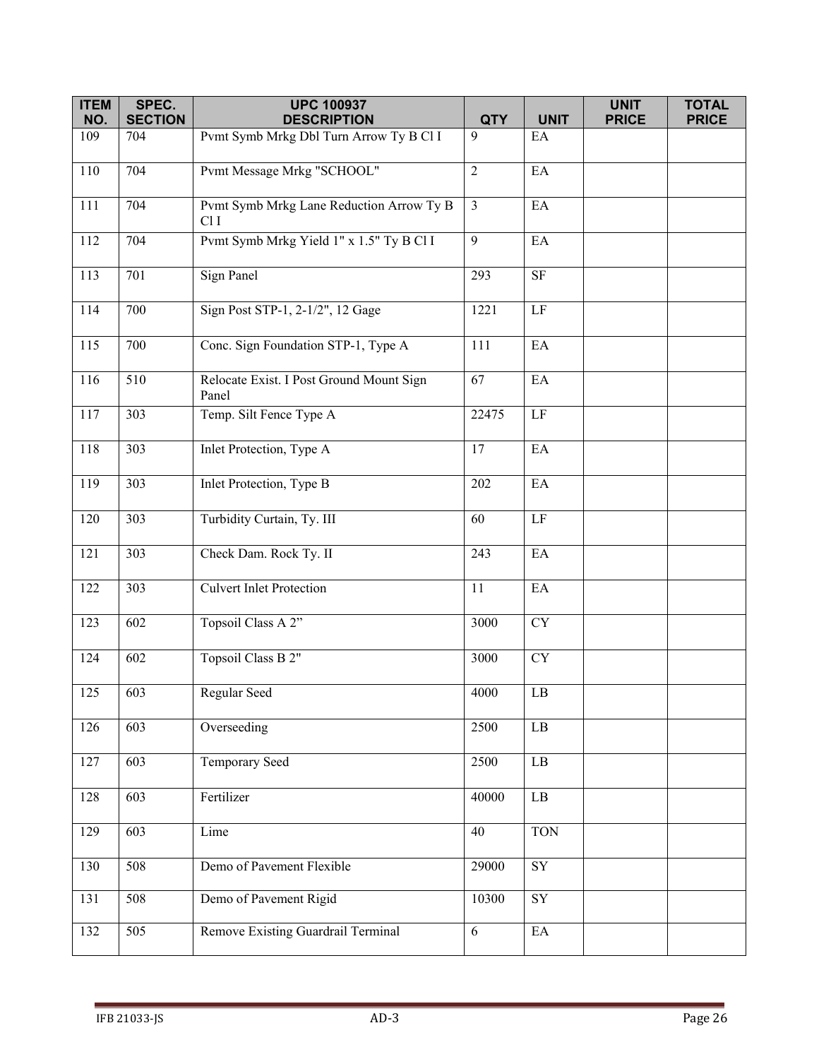| ITEM NO. | SPEC. SECTION | UPC 100937 DESCRIPTION | QTY | UNIT | UNIT PRICE | TOTAL PRICE |
|---|---|---|---|---|---|---|
| 109 | 704 | Pvmt Symb Mrkg Dbl Turn Arrow Ty B Cl I | 9 | EA | | |
| 110 | 704 | Pvmt Message Mrkg "SCHOOL" | 2 | EA | | |
| 111 | 704 | Pvmt Symb Mrkg Lane Reduction Arrow Ty B Cl I | 3 | EA | | |
| 112 | 704 | Pvmt Symb Mrkg Yield 1" x 1.5" Ty B Cl I | 9 | EA | | |
| 113 | 701 | Sign Panel | 293 | SF | | |
| 114 | 700 | Sign Post STP-1, 2-1/2", 12 Gage | 1221 | LF | | |
| 115 | 700 | Conc. Sign Foundation STP-1, Type A | 111 | EA | | |
| 116 | 510 | Relocate Exist. I Post Ground Mount Sign Panel | 67 | EA | | |
| 117 | 303 | Temp. Silt Fence Type A | 22475 | LF | | |
| 118 | 303 | Inlet Protection, Type A | 17 | EA | | |
| 119 | 303 | Inlet Protection, Type B | 202 | EA | | |
| 120 | 303 | Turbidity Curtain, Ty. III | 60 | LF | | |
| 121 | 303 | Check Dam. Rock Ty. II | 243 | EA | | |
| 122 | 303 | Culvert Inlet Protection | 11 | EA | | |
| 123 | 602 | Topsoil Class A 2” | 3000 | CY | | |
| 124 | 602 | Topsoil Class B 2" | 3000 | CY | | |
| 125 | 603 | Regular Seed | 4000 | LB | | |
| 126 | 603 | Overseeding | 2500 | LB | | |
| 127 | 603 | Temporary Seed | 2500 | LB | | |
| 128 | 603 | Fertilizer | 40000 | LB | | |
| 129 | 603 | Lime | 40 | TON | | |
| 130 | 508 | Demo of Pavement Flexible | 29000 | SY | | |
| 131 | 508 | Demo of Pavement Rigid | 10300 | SY | | |
| 132 | 505 | Remove Existing Guardrail Terminal | 6 | EA | | |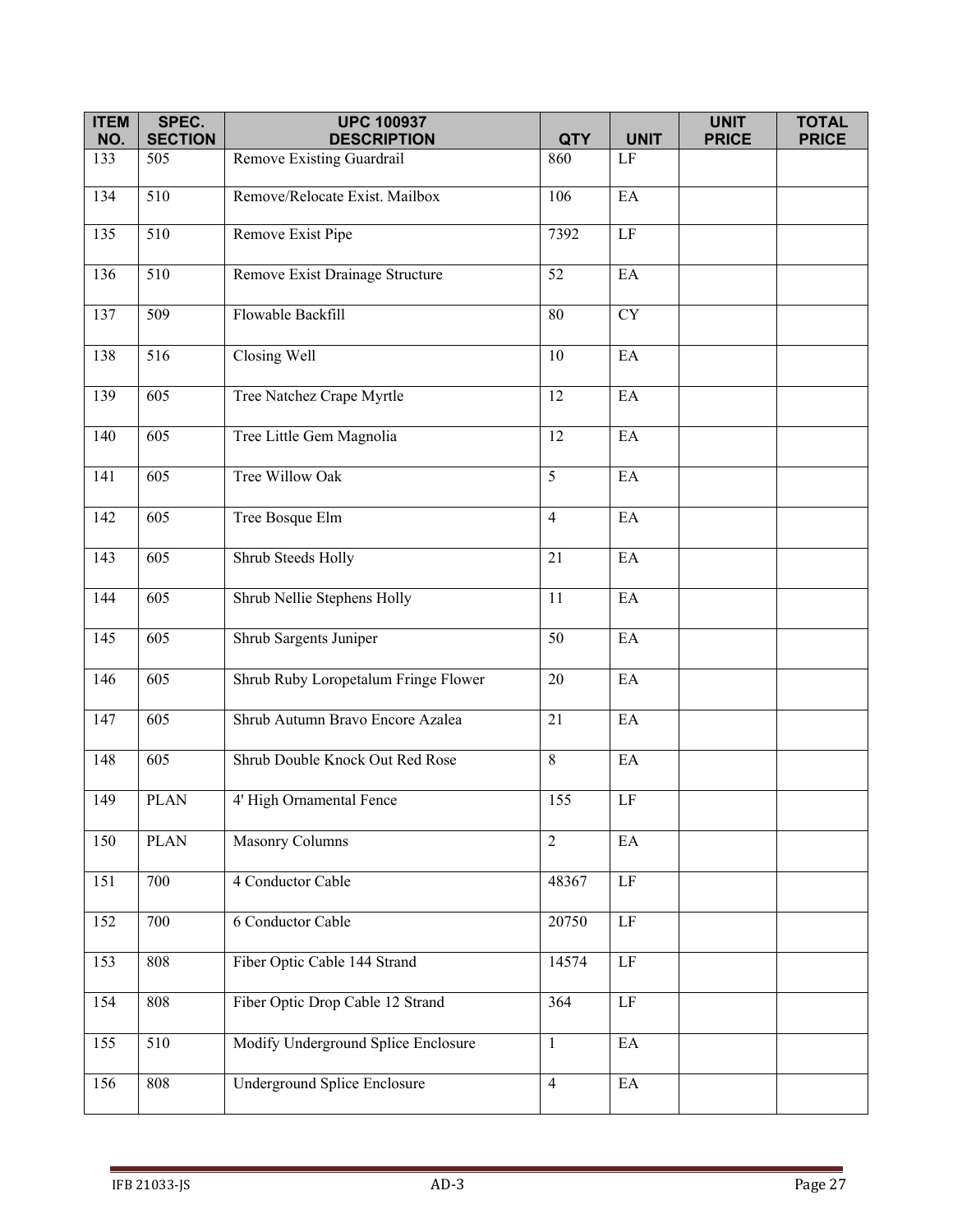| ITEM NO. | SPEC. SECTION | UPC 100937 DESCRIPTION | QTY | UNIT | UNIT PRICE | TOTAL PRICE |
|---|---|---|---|---|---|---|
| 133 | 505 | Remove Existing Guardrail | 860 | LF | | |
| 134 | 510 | Remove/Relocate Exist. Mailbox | 106 | EA | | |
| 135 | 510 | Remove Exist Pipe | 7392 | LF | | |
| 136 | 510 | Remove Exist Drainage Structure | 52 | EA | | |
| 137 | 509 | Flowable Backfill | 80 | CY | | |
| 138 | 516 | Closing Well | 10 | EA | | |
| 139 | 605 | Tree Natchez Crape Myrtle | 12 | EA | | |
| 140 | 605 | Tree Little Gem Magnolia | 12 | EA | | |
| 141 | 605 | Tree Willow Oak | 5 | EA | | |
| 142 | 605 | Tree Bosque Elm | 4 | EA | | |
| 143 | 605 | Shrub Steeds Holly | 21 | EA | | |
| 144 | 605 | Shrub Nellie Stephens Holly | 11 | EA | | |
| 145 | 605 | Shrub Sargents Juniper | 50 | EA | | |
| 146 | 605 | Shrub Ruby Loropetalum Fringe Flower | 20 | EA | | |
| 147 | 605 | Shrub Autumn Bravo Encore Azalea | 21 | EA | | |
| 148 | 605 | Shrub Double Knock Out Red Rose | 8 | EA | | |
| 149 | PLAN | 4' High Ornamental Fence | 155 | LF | | |
| 150 | PLAN | Masonry Columns | 2 | EA | | |
| 151 | 700 | 4 Conductor Cable | 48367 | LF | | |
| 152 | 700 | 6 Conductor Cable | 20750 | LF | | |
| 153 | 808 | Fiber Optic Cable 144 Strand | 14574 | LF | | |
| 154 | 808 | Fiber Optic Drop Cable 12 Strand | 364 | LF | | |
| 155 | 510 | Modify Underground Splice Enclosure | 1 | EA | | |
| 156 | 808 | Underground Splice Enclosure | 4 | EA | | |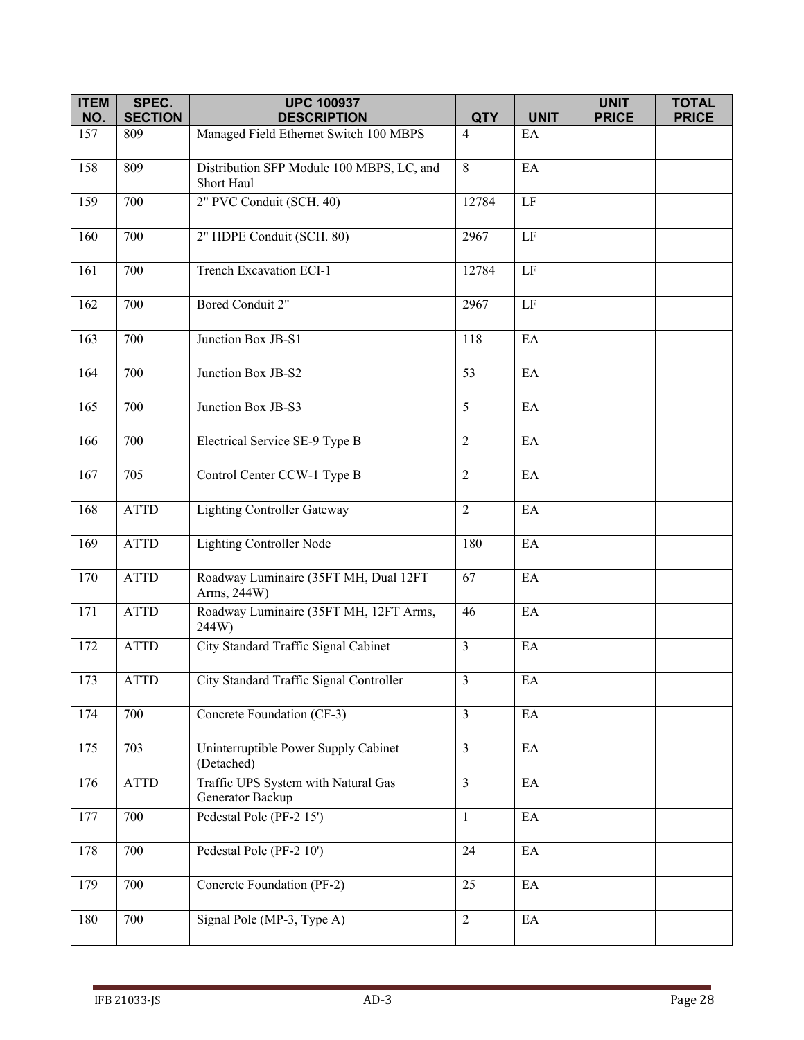| ITEM NO. | SPEC. SECTION | UPC 100937 DESCRIPTION | QTY | UNIT | UNIT PRICE | TOTAL PRICE |
|---|---|---|---|---|---|---|
| 157 | 809 | Managed Field Ethernet Switch 100 MBPS | 4 | EA | | |
| 158 | 809 | Distribution SFP Module 100 MBPS, LC, and Short Haul | 8 | EA | | |
| 159 | 700 | 2" PVC Conduit (SCH. 40) | 12784 | LF | | |
| 160 | 700 | 2" HDPE Conduit (SCH. 80) | 2967 | LF | | |
| 161 | 700 | Trench Excavation ECI-1 | 12784 | LF | | |
| 162 | 700 | Bored Conduit 2" | 2967 | LF | | |
| 163 | 700 | Junction Box JB-S1 | 118 | EA | | |
| 164 | 700 | Junction Box JB-S2 | 53 | EA | | |
| 165 | 700 | Junction Box JB-S3 | 5 | EA | | |
| 166 | 700 | Electrical Service SE-9 Type B | 2 | EA | | |
| 167 | 705 | Control Center CCW-1 Type B | 2 | EA | | |
| 168 | ATTD | Lighting Controller Gateway | 2 | EA | | |
| 169 | ATTD | Lighting Controller Node | 180 | EA | | |
| 170 | ATTD | Roadway Luminaire (35FT MH, Dual 12FT Arms, 244W) | 67 | EA | | |
| 171 | ATTD | Roadway Luminaire (35FT MH, 12FT Arms, 244W) | 46 | EA | | |
| 172 | ATTD | City Standard Traffic Signal Cabinet | 3 | EA | | |
| 173 | ATTD | City Standard Traffic Signal Controller | 3 | EA | | |
| 174 | 700 | Concrete Foundation (CF-3) | 3 | EA | | |
| 175 | 703 | Uninterruptible Power Supply Cabinet (Detached) | 3 | EA | | |
| 176 | ATTD | Traffic UPS System with Natural Gas Generator Backup | 3 | EA | | |
| 177 | 700 | Pedestal Pole (PF-2 15') | 1 | EA | | |
| 178 | 700 | Pedestal Pole (PF-2 10') | 24 | EA | | |
| 179 | 700 | Concrete Foundation (PF-2) | 25 | EA | | |
| 180 | 700 | Signal Pole (MP-3, Type A) | 2 | EA | | |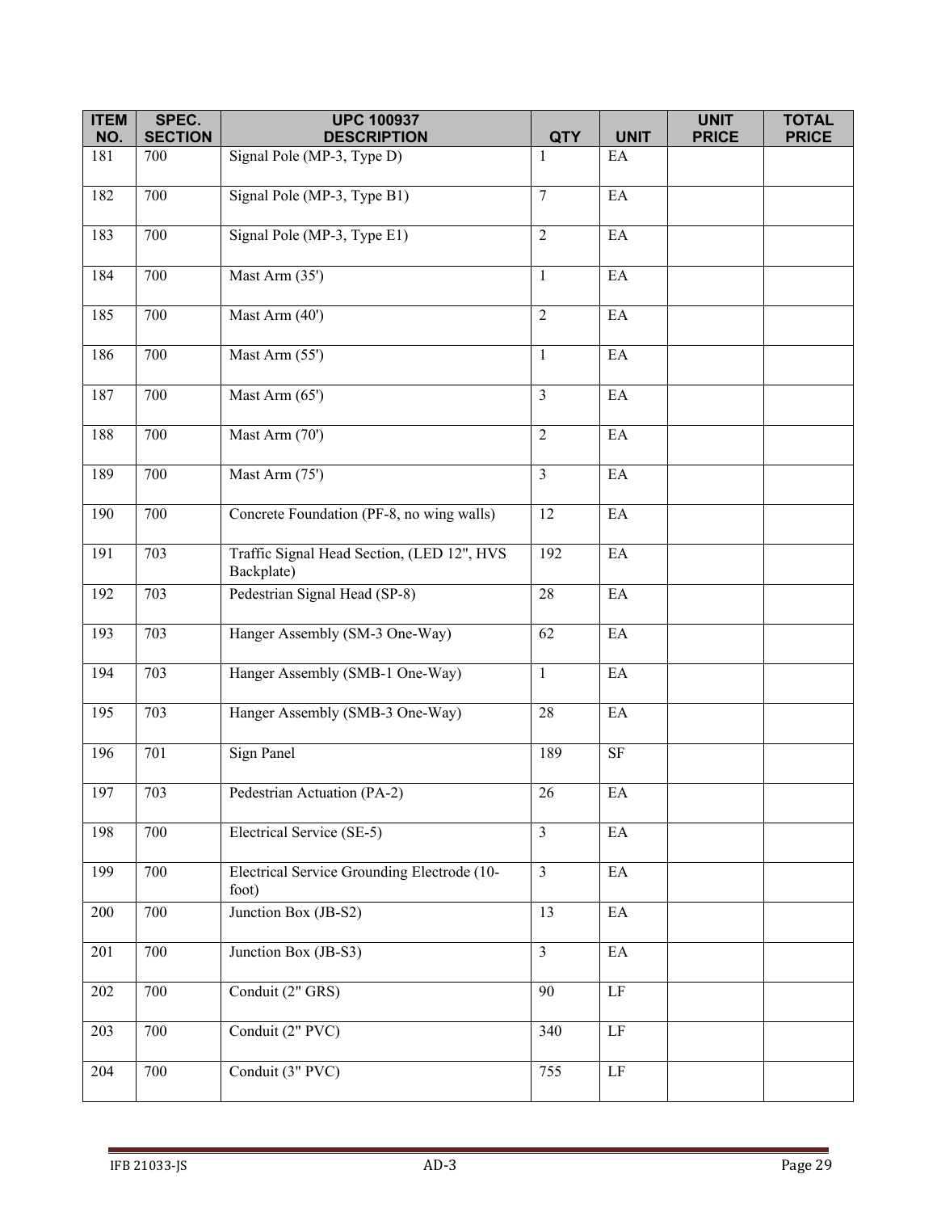| ITEM NO. | SPEC. SECTION | UPC 100937 DESCRIPTION | QTY | UNIT | UNIT PRICE | TOTAL PRICE |
|---|---|---|---|---|---|---|
| 181 | 700 | Signal Pole (MP-3, Type D) | 1 | EA | | |
| 182 | 700 | Signal Pole (MP-3, Type B1) | 7 | EA | | |
| 183 | 700 | Signal Pole (MP-3, Type E1) | 2 | EA | | |
| 184 | 700 | Mast Arm (35') | 1 | EA | | |
| 185 | 700 | Mast Arm (40') | 2 | EA | | |
| 186 | 700 | Mast Arm (55') | 1 | EA | | |
| 187 | 700 | Mast Arm (65') | 3 | EA | | |
| 188 | 700 | Mast Arm (70') | 2 | EA | | |
| 189 | 700 | Mast Arm (75') | 3 | EA | | |
| 190 | 700 | Concrete Foundation (PF-8, no wing walls) | 12 | EA | | |
| 191 | 703 | Traffic Signal Head Section, (LED 12", HVS Backplate) | 192 | EA | | |
| 192 | 703 | Pedestrian Signal Head (SP-8) | 28 | EA | | |
| 193 | 703 | Hanger Assembly (SM-3 One-Way) | 62 | EA | | |
| 194 | 703 | Hanger Assembly (SMB-1 One-Way) | 1 | EA | | |
| 195 | 703 | Hanger Assembly (SMB-3 One-Way) | 28 | EA | | |
| 196 | 701 | Sign Panel | 189 | SF | | |
| 197 | 703 | Pedestrian Actuation (PA-2) | 26 | EA | | |
| 198 | 700 | Electrical Service (SE-5) | 3 | EA | | |
| 199 | 700 | Electrical Service Grounding Electrode (10-foot) | 3 | EA | | |
| 200 | 700 | Junction Box (JB-S2) | 13 | EA | | |
| 201 | 700 | Junction Box (JB-S3) | 3 | EA | | |
| 202 | 700 | Conduit (2" GRS) | 90 | LF | | |
| 203 | 700 | Conduit (2" PVC) | 340 | LF | | |
| 204 | 700 | Conduit (3" PVC) | 755 | LF | | |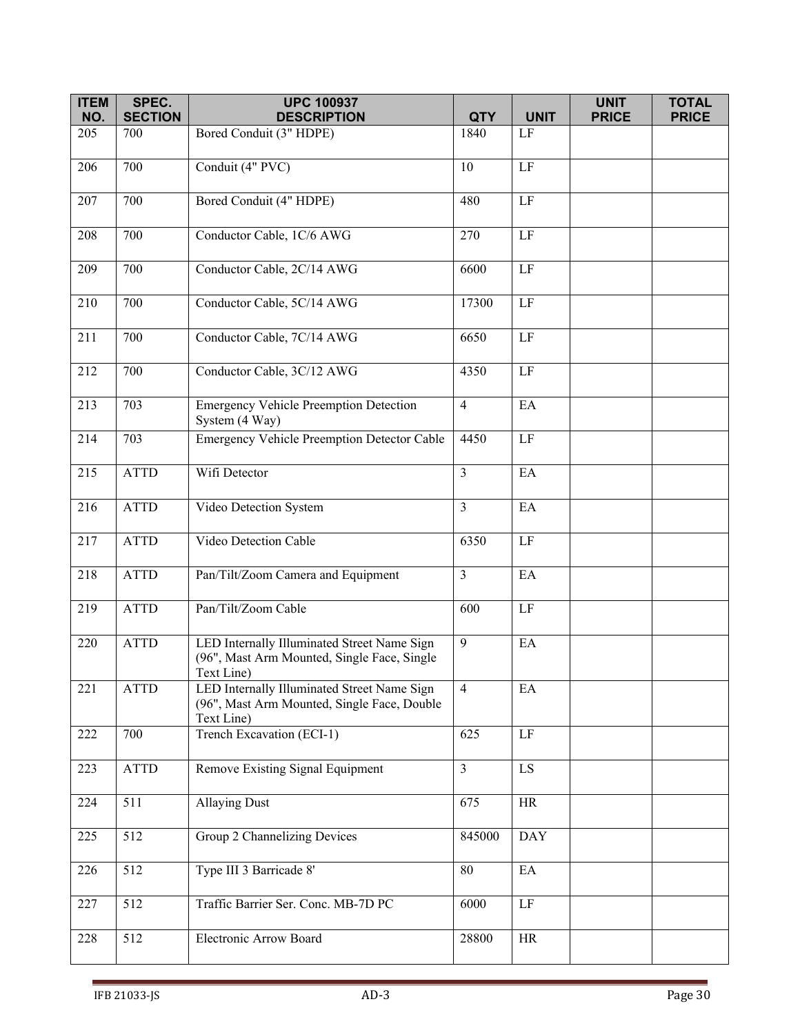| ITEM NO. | SPEC. SECTION | UPC 100937 DESCRIPTION | QTY | UNIT | UNIT PRICE | TOTAL PRICE |
|---|---|---|---|---|---|---|
| 205 | 700 | Bored Conduit (3" HDPE) | 1840 | LF | | |
| 206 | 700 | Conduit (4" PVC) | 10 | LF | | |
| 207 | 700 | Bored Conduit (4" HDPE) | 480 | LF | | |
| 208 | 700 | Conductor Cable, 1C/6 AWG | 270 | LF | | |
| 209 | 700 | Conductor Cable, 2C/14 AWG | 6600 | LF | | |
| 210 | 700 | Conductor Cable, 5C/14 AWG | 17300 | LF | | |
| 211 | 700 | Conductor Cable, 7C/14 AWG | 6650 | LF | | |
| 212 | 700 | Conductor Cable, 3C/12 AWG | 4350 | LF | | |
| 213 | 703 | Emergency Vehicle Preemption Detection System (4 Way) | 4 | EA | | |
| 214 | 703 | Emergency Vehicle Preemption Detector Cable | 4450 | LF | | |
| 215 | ATTD | Wifi Detector | 3 | EA | | |
| 216 | ATTD | Video Detection System | 3 | EA | | |
| 217 | ATTD | Video Detection Cable | 6350 | LF | | |
| 218 | ATTD | Pan/Tilt/Zoom Camera and Equipment | 3 | EA | | |
| 219 | ATTD | Pan/Tilt/Zoom Cable | 600 | LF | | |
| 220 | ATTD | LED Internally Illuminated Street Name Sign (96", Mast Arm Mounted, Single Face, Single Text Line) | 9 | EA | | |
| 221 | ATTD | LED Internally Illuminated Street Name Sign (96", Mast Arm Mounted, Single Face, Double Text Line) | 4 | EA | | |
| 222 | 700 | Trench Excavation (ECI-1) | 625 | LF | | |
| 223 | ATTD | Remove Existing Signal Equipment | 3 | LS | | |
| 224 | 511 | Allaying Dust | 675 | HR | | |
| 225 | 512 | Group 2 Channelizing Devices | 845000 | DAY | | |
| 226 | 512 | Type III 3 Barricade 8' | 80 | EA | | |
| 227 | 512 | Traffic Barrier Ser. Conc. MB-7D PC | 6000 | LF | | |
| 228 | 512 | Electronic Arrow Board | 28800 | HR | | |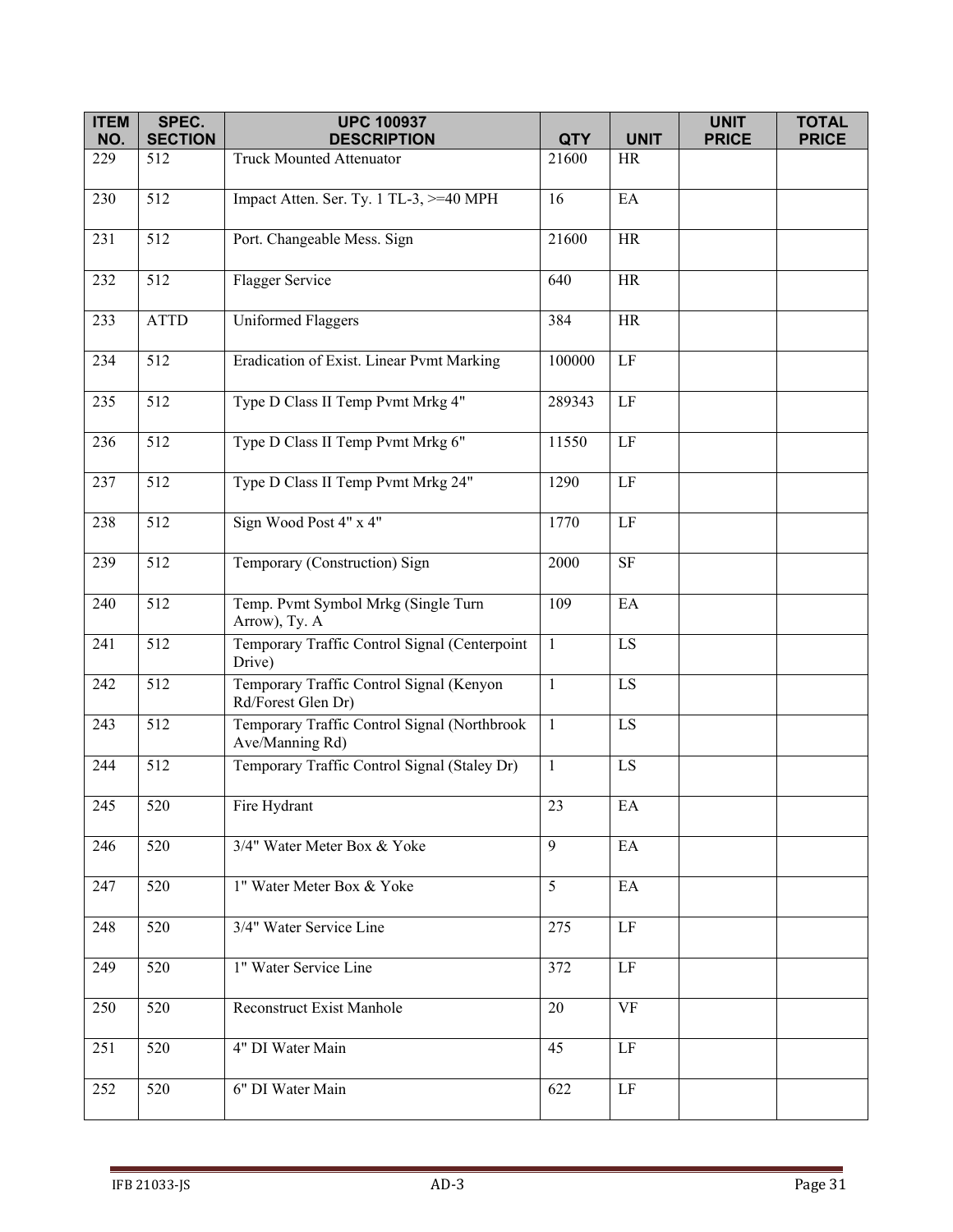| ITEM NO. | SPEC. SECTION | UPC 100937 DESCRIPTION | QTY | UNIT | UNIT PRICE | TOTAL PRICE |
|---|---|---|---|---|---|---|
| 229 | 512 | Truck Mounted Attenuator | 21600 | HR | | |
| 230 | 512 | Impact Atten. Ser. Ty. 1 TL-3, >=40 MPH | 16 | EA | | |
| 231 | 512 | Port. Changeable Mess. Sign | 21600 | HR | | |
| 232 | 512 | Flagger Service | 640 | HR | | |
| 233 | ATTD | Uniformed Flaggers | 384 | HR | | |
| 234 | 512 | Eradication of Exist. Linear Pvmt Marking | 100000 | LF | | |
| 235 | 512 | Type D Class II Temp Pvmt Mrkg 4" | 289343 | LF | | |
| 236 | 512 | Type D Class II Temp Pvmt Mrkg 6" | 11550 | LF | | |
| 237 | 512 | Type D Class II Temp Pvmt Mrkg 24" | 1290 | LF | | |
| 238 | 512 | Sign Wood Post 4" x 4" | 1770 | LF | | |
| 239 | 512 | Temporary (Construction) Sign | 2000 | SF | | |
| 240 | 512 | Temp. Pvmt Symbol Mrkg (Single Turn Arrow), Ty. A | 109 | EA | | |
| 241 | 512 | Temporary Traffic Control Signal (Centerpoint Drive) | 1 | LS | | |
| 242 | 512 | Temporary Traffic Control Signal (Kenyon Rd/Forest Glen Dr) | 1 | LS | | |
| 243 | 512 | Temporary Traffic Control Signal (Northbrook Ave/Manning Rd) | 1 | LS | | |
| 244 | 512 | Temporary Traffic Control Signal (Staley Dr) | 1 | LS | | |
| 245 | 520 | Fire Hydrant | 23 | EA | | |
| 246 | 520 | 3/4" Water Meter Box & Yoke | 9 | EA | | |
| 247 | 520 | 1" Water Meter Box & Yoke | 5 | EA | | |
| 248 | 520 | 3/4" Water Service Line | 275 | LF | | |
| 249 | 520 | 1" Water Service Line | 372 | LF | | |
| 250 | 520 | Reconstruct Exist Manhole | 20 | VF | | |
| 251 | 520 | 4" DI Water Main | 45 | LF | | |
| 252 | 520 | 6" DI Water Main | 622 | LF | | |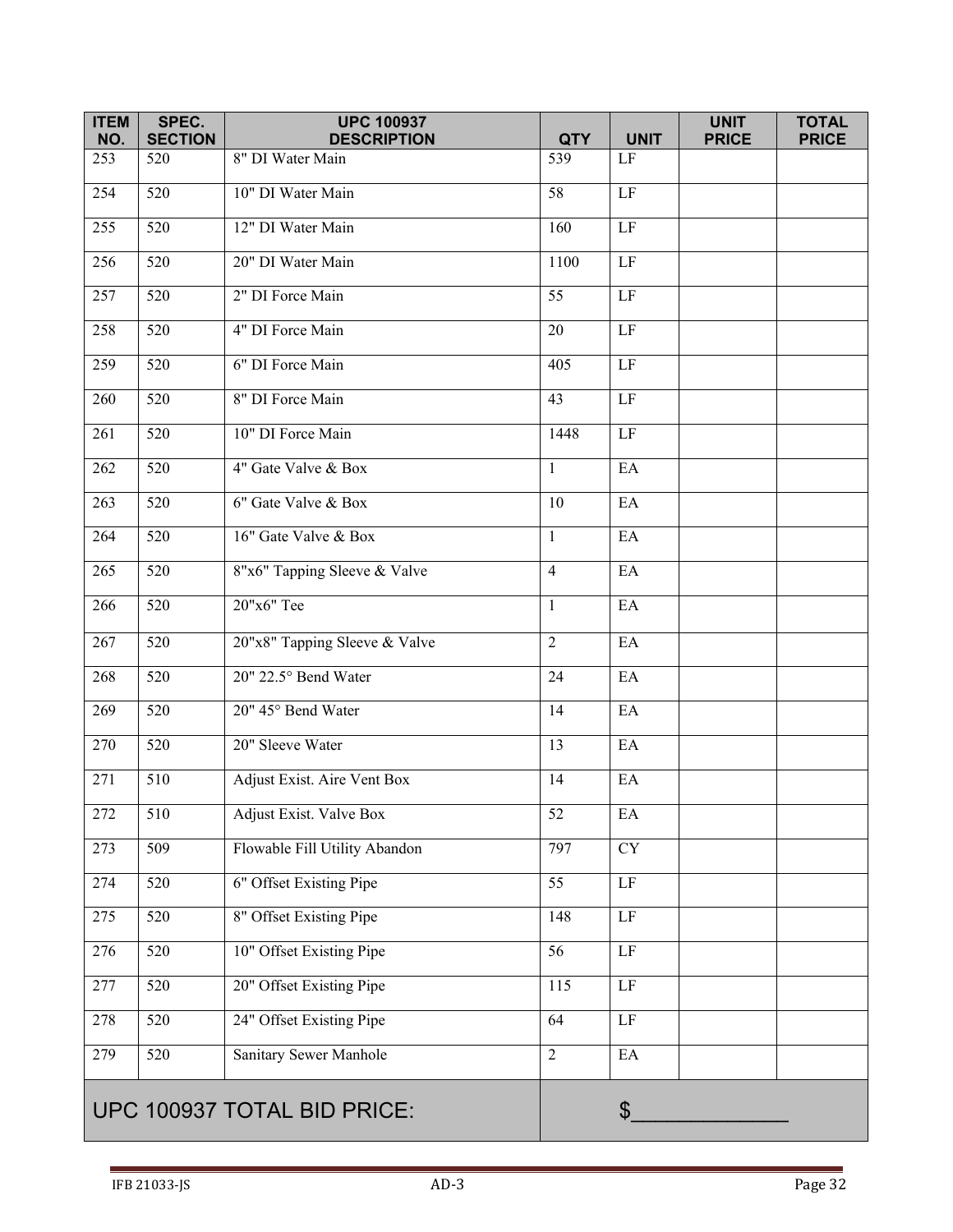| ITEM NO. | SPEC. SECTION | UPC 100937 DESCRIPTION | QTY | UNIT | UNIT PRICE | TOTAL PRICE |
|---|---|---|---|---|---|---|
| 253 | 520 | 8" DI Water Main | 539 | LF | | |
| 254 | 520 | 10" DI Water Main | 58 | LF | | |
| 255 | 520 | 12" DI Water Main | 160 | LF | | |
| 256 | 520 | 20" DI Water Main | 1100 | LF | | |
| 257 | 520 | 2" DI Force Main | 55 | LF | | |
| 258 | 520 | 4" DI Force Main | 20 | LF | | |
| 259 | 520 | 6" DI Force Main | 405 | LF | | |
| 260 | 520 | 8" DI Force Main | 43 | LF | | |
| 261 | 520 | 10" DI Force Main | 1448 | LF | | |
| 262 | 520 | 4" Gate Valve & Box | 1 | EA | | |
| 263 | 520 | 6" Gate Valve & Box | 10 | EA | | |
| 264 | 520 | 16" Gate Valve & Box | 1 | EA | | |
| 265 | 520 | 8"x6" Tapping Sleeve & Valve | 4 | EA | | |
| 266 | 520 | 20"x6" Tee | 1 | EA | | |
| 267 | 520 | 20"x8" Tapping Sleeve & Valve | 2 | EA | | |
| 268 | 520 | 20" 22.5° Bend Water | 24 | EA | | |
| 269 | 520 | 20" 45° Bend Water | 14 | EA | | |
| 270 | 520 | 20" Sleeve Water | 13 | EA | | |
| 271 | 510 | Adjust Exist. Aire Vent Box | 14 | EA | | |
| 272 | 510 | Adjust Exist. Valve Box | 52 | EA | | |
| 273 | 509 | Flowable Fill Utility Abandon | 797 | CY | | |
| 274 | 520 | 6" Offset Existing Pipe | 55 | LF | | |
| 275 | 520 | 8" Offset Existing Pipe | 148 | LF | | |
| 276 | 520 | 10" Offset Existing Pipe | 56 | LF | | |
| 277 | 520 | 20" Offset Existing Pipe | 115 | LF | | |
| 278 | 520 | 24" Offset Existing Pipe | 64 | LF | | |
| 279 | 520 | Sanitary Sewer Manhole | 2 | EA | | |
| UPC 100937 TOTAL BID PRICE: | | | $_____________ | | | |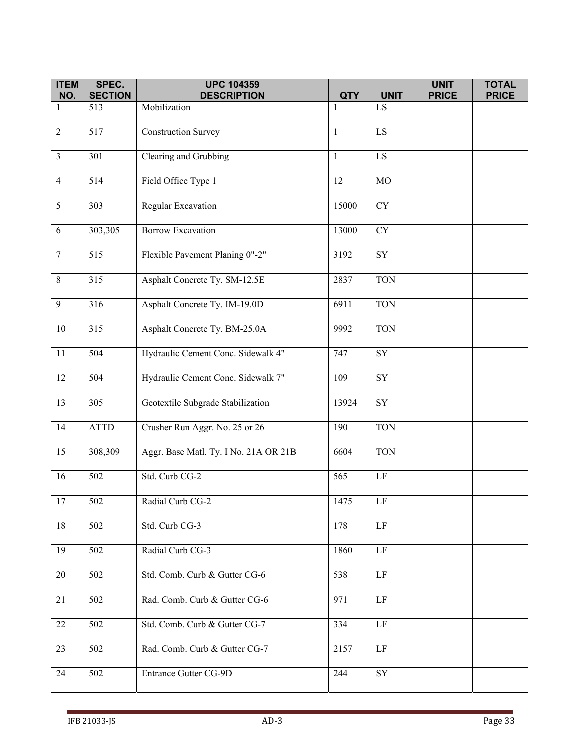| ITEM NO. | SPEC. SECTION | UPC 104359 DESCRIPTION | QTY | UNIT | UNIT PRICE | TOTAL PRICE |
|---|---|---|---|---|---|---|
| 1 | 513 | Mobilization | 1 | LS | | |
| 2 | 517 | Construction Survey | 1 | LS | | |
| 3 | 301 | Clearing and Grubbing | 1 | LS | | |
| 4 | 514 | Field Office Type 1 | 12 | MO | | |
| 5 | 303 | Regular Excavation | 15000 | CY | | |
| 6 | 303,305 | Borrow Excavation | 13000 | CY | | |
| 7 | 515 | Flexible Pavement Planing 0"-2" | 3192 | SY | | |
| 8 | 315 | Asphalt Concrete Ty. SM-12.5E | 2837 | TON | | |
| 9 | 316 | Asphalt Concrete Ty. IM-19.0D | 6911 | TON | | |
| 10 | 315 | Asphalt Concrete Ty. BM-25.0A | 9992 | TON | | |
| 11 | 504 | Hydraulic Cement Conc. Sidewalk 4" | 747 | SY | | |
| 12 | 504 | Hydraulic Cement Conc. Sidewalk 7" | 109 | SY | | |
| 13 | 305 | Geotextile Subgrade Stabilization | 13924 | SY | | |
| 14 | ATTD | Crusher Run Aggr. No. 25 or 26 | 190 | TON | | |
| 15 | 308,309 | Aggr. Base Matl. Ty. I No. 21A OR 21B | 6604 | TON | | |
| 16 | 502 | Std. Curb CG-2 | 565 | LF | | |
| 17 | 502 | Radial Curb CG-2 | 1475 | LF | | |
| 18 | 502 | Std. Curb CG-3 | 178 | LF | | |
| 19 | 502 | Radial Curb CG-3 | 1860 | LF | | |
| 20 | 502 | Std. Comb. Curb & Gutter CG-6 | 538 | LF | | |
| 21 | 502 | Rad. Comb. Curb & Gutter CG-6 | 971 | LF | | |
| 22 | 502 | Std. Comb. Curb & Gutter CG-7 | 334 | LF | | |
| 23 | 502 | Rad. Comb. Curb & Gutter CG-7 | 2157 | LF | | |
| 24 | 502 | Entrance Gutter CG-9D | 244 | SY | | |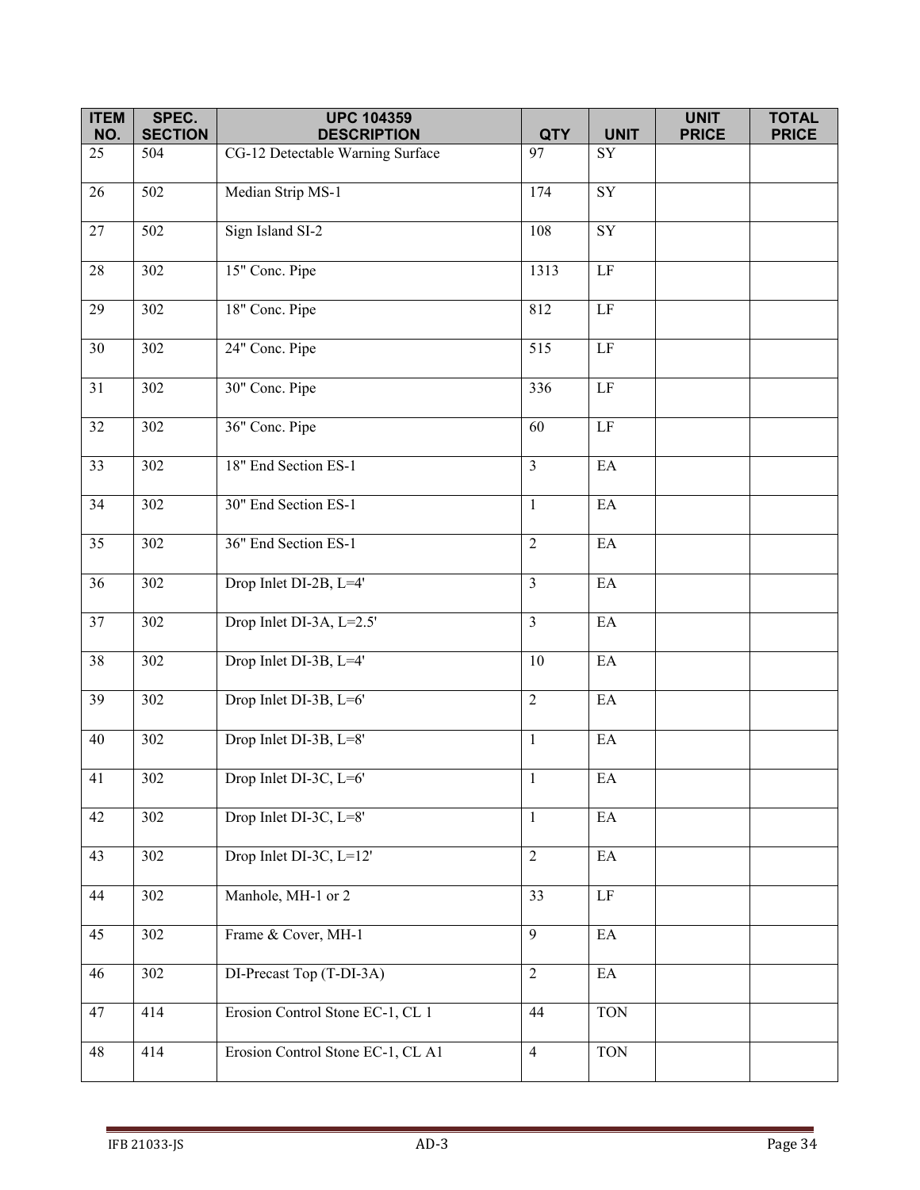| ITEM NO. | SPEC. SECTION | UPC 104359 DESCRIPTION | QTY | UNIT | UNIT PRICE | TOTAL PRICE |
|---|---|---|---|---|---|---|
| 25 | 504 | CG-12 Detectable Warning Surface | 97 | SY | | |
| 26 | 502 | Median Strip MS-1 | 174 | SY | | |
| 27 | 502 | Sign Island SI-2 | 108 | SY | | |
| 28 | 302 | 15" Conc. Pipe | 1313 | LF | | |
| 29 | 302 | 18" Conc. Pipe | 812 | LF | | |
| 30 | 302 | 24" Conc. Pipe | 515 | LF | | |
| 31 | 302 | 30" Conc. Pipe | 336 | LF | | |
| 32 | 302 | 36" Conc. Pipe | 60 | LF | | |
| 33 | 302 | 18" End Section ES-1 | 3 | EA | | |
| 34 | 302 | 30" End Section ES-1 | 1 | EA | | |
| 35 | 302 | 36" End Section ES-1 | 2 | EA | | |
| 36 | 302 | Drop Inlet DI-2B, L=4' | 3 | EA | | |
| 37 | 302 | Drop Inlet DI-3A, L=2.5' | 3 | EA | | |
| 38 | 302 | Drop Inlet DI-3B, L=4' | 10 | EA | | |
| 39 | 302 | Drop Inlet DI-3B, L=6' | 2 | EA | | |
| 40 | 302 | Drop Inlet DI-3B, L=8' | 1 | EA | | |
| 41 | 302 | Drop Inlet DI-3C, L=6' | 1 | EA | | |
| 42 | 302 | Drop Inlet DI-3C, L=8' | 1 | EA | | |
| 43 | 302 | Drop Inlet DI-3C, L=12' | 2 | EA | | |
| 44 | 302 | Manhole, MH-1 or 2 | 33 | LF | | |
| 45 | 302 | Frame & Cover, MH-1 | 9 | EA | | |
| 46 | 302 | DI-Precast Top (T-DI-3A) | 2 | EA | | |
| 47 | 414 | Erosion Control Stone EC-1, CL 1 | 44 | TON | | |
| 48 | 414 | Erosion Control Stone EC-1, CL A1 | 4 | TON | | |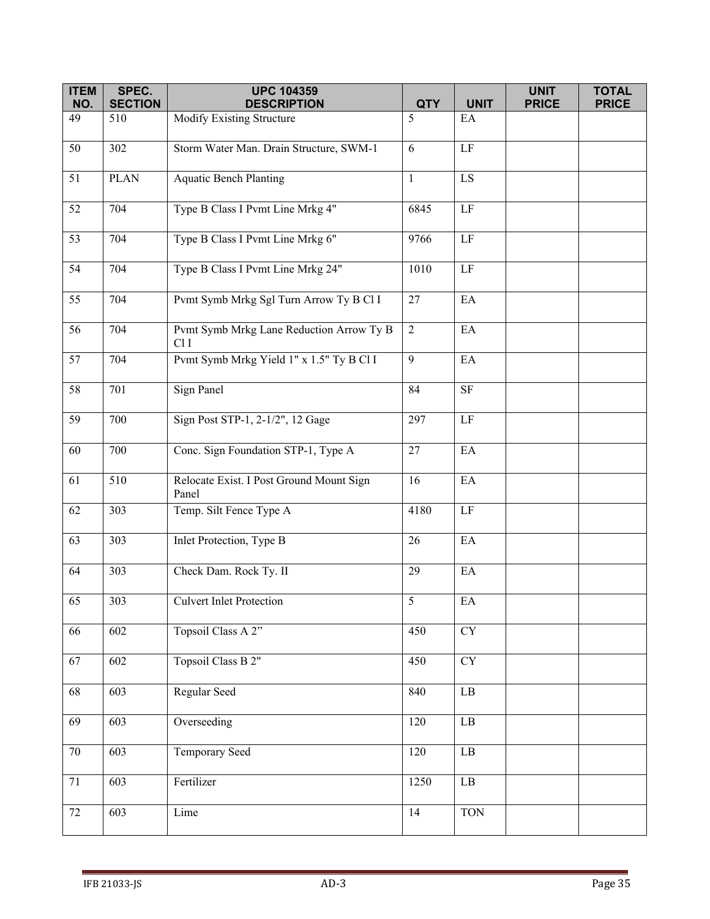| ITEM NO. | SPEC. SECTION | UPC 104359 DESCRIPTION | QTY | UNIT | UNIT PRICE | TOTAL PRICE |
|---|---|---|---|---|---|---|
| 49 | 510 | Modify Existing Structure | 5 | EA | | |
| 50 | 302 | Storm Water Man. Drain Structure, SWM-1 | 6 | LF | | |
| 51 | PLAN | Aquatic Bench Planting | 1 | LS | | |
| 52 | 704 | Type B Class I Pvmt Line Mrkg 4" | 6845 | LF | | |
| 53 | 704 | Type B Class I Pvmt Line Mrkg 6" | 9766 | LF | | |
| 54 | 704 | Type B Class I Pvmt Line Mrkg 24" | 1010 | LF | | |
| 55 | 704 | Pvmt Symb Mrkg Sgl Turn Arrow Ty B Cl I | 27 | EA | | |
| 56 | 704 | Pvmt Symb Mrkg Lane Reduction Arrow Ty B Cl I | 2 | EA | | |
| 57 | 704 | Pvmt Symb Mrkg Yield 1" x 1.5" Ty B Cl I | 9 | EA | | |
| 58 | 701 | Sign Panel | 84 | SF | | |
| 59 | 700 | Sign Post STP-1, 2-1/2", 12 Gage | 297 | LF | | |
| 60 | 700 | Conc. Sign Foundation STP-1, Type A | 27 | EA | | |
| 61 | 510 | Relocate Exist. I Post Ground Mount Sign Panel | 16 | EA | | |
| 62 | 303 | Temp. Silt Fence Type A | 4180 | LF | | |
| 63 | 303 | Inlet Protection, Type B | 26 | EA | | |
| 64 | 303 | Check Dam. Rock Ty. II | 29 | EA | | |
| 65 | 303 | Culvert Inlet Protection | 5 | EA | | |
| 66 | 602 | Topsoil Class A 2” | 450 | CY | | |
| 67 | 602 | Topsoil Class B 2" | 450 | CY | | |
| 68 | 603 | Regular Seed | 840 | LB | | |
| 69 | 603 | Overseeding | 120 | LB | | |
| 70 | 603 | Temporary Seed | 120 | LB | | |
| 71 | 603 | Fertilizer | 1250 | LB | | |
| 72 | 603 | Lime | 14 | TON | | |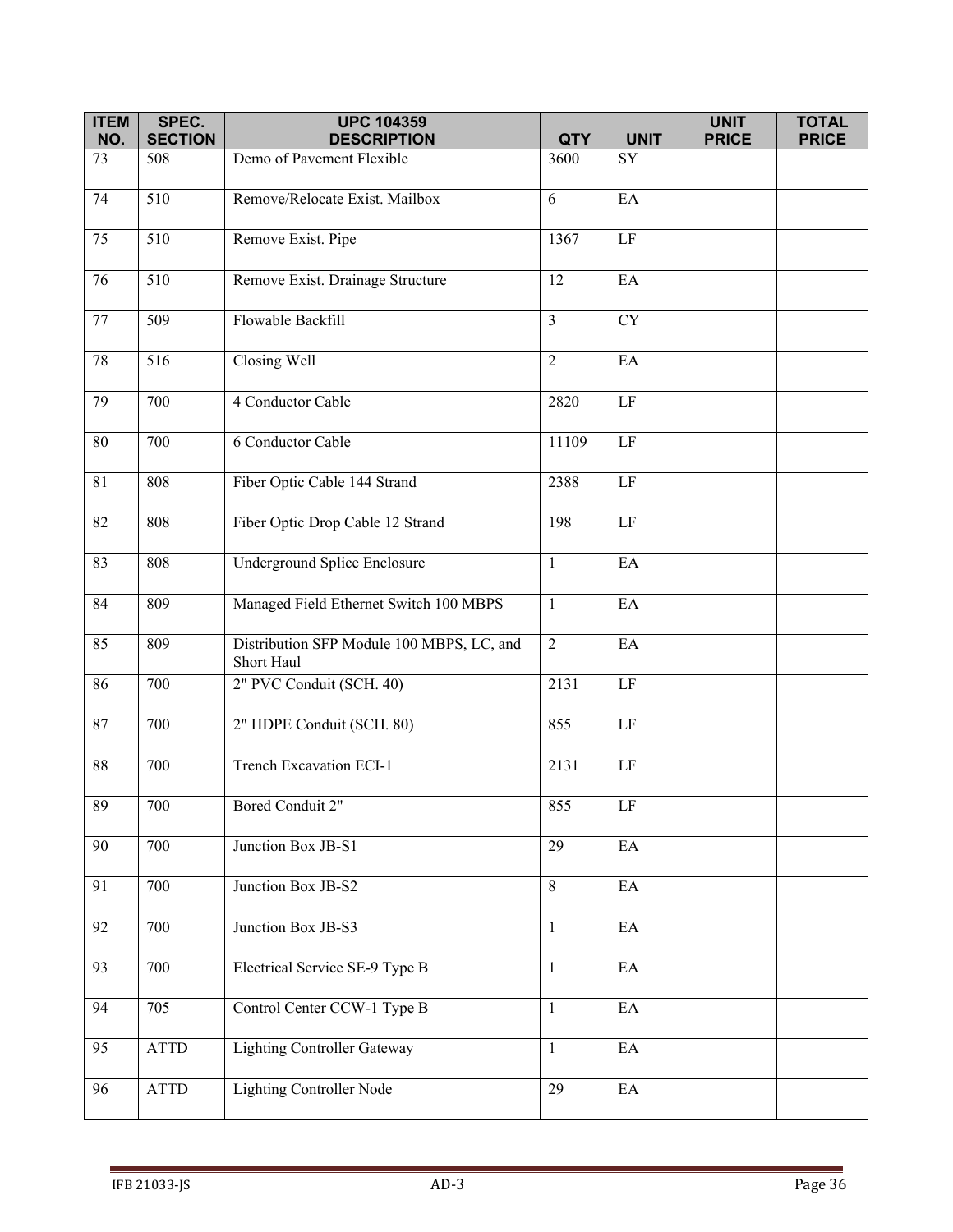| ITEM NO. | SPEC. SECTION | UPC 104359 DESCRIPTION | QTY | UNIT | UNIT PRICE | TOTAL PRICE |
|---|---|---|---|---|---|---|
| 73 | 508 | Demo of Pavement Flexible | 3600 | SY | | |
| 74 | 510 | Remove/Relocate Exist. Mailbox | 6 | EA | | |
| 75 | 510 | Remove Exist. Pipe | 1367 | LF | | |
| 76 | 510 | Remove Exist. Drainage Structure | 12 | EA | | |
| 77 | 509 | Flowable Backfill | 3 | CY | | |
| 78 | 516 | Closing Well | 2 | EA | | |
| 79 | 700 | 4 Conductor Cable | 2820 | LF | | |
| 80 | 700 | 6 Conductor Cable | 11109 | LF | | |
| 81 | 808 | Fiber Optic Cable 144 Strand | 2388 | LF | | |
| 82 | 808 | Fiber Optic Drop Cable 12 Strand | 198 | LF | | |
| 83 | 808 | Underground Splice Enclosure | 1 | EA | | |
| 84 | 809 | Managed Field Ethernet Switch 100 MBPS | 1 | EA | | |
| 85 | 809 | Distribution SFP Module 100 MBPS, LC, and Short Haul | 2 | EA | | |
| 86 | 700 | 2" PVC Conduit (SCH. 40) | 2131 | LF | | |
| 87 | 700 | 2" HDPE Conduit (SCH. 80) | 855 | LF | | |
| 88 | 700 | Trench Excavation ECI-1 | 2131 | LF | | |
| 89 | 700 | Bored Conduit 2" | 855 | LF | | |
| 90 | 700 | Junction Box JB-S1 | 29 | EA | | |
| 91 | 700 | Junction Box JB-S2 | 8 | EA | | |
| 92 | 700 | Junction Box JB-S3 | 1 | EA | | |
| 93 | 700 | Electrical Service SE-9 Type B | 1 | EA | | |
| 94 | 705 | Control Center CCW-1 Type B | 1 | EA | | |
| 95 | ATTD | Lighting Controller Gateway | 1 | EA | | |
| 96 | ATTD | Lighting Controller Node | 29 | EA | | |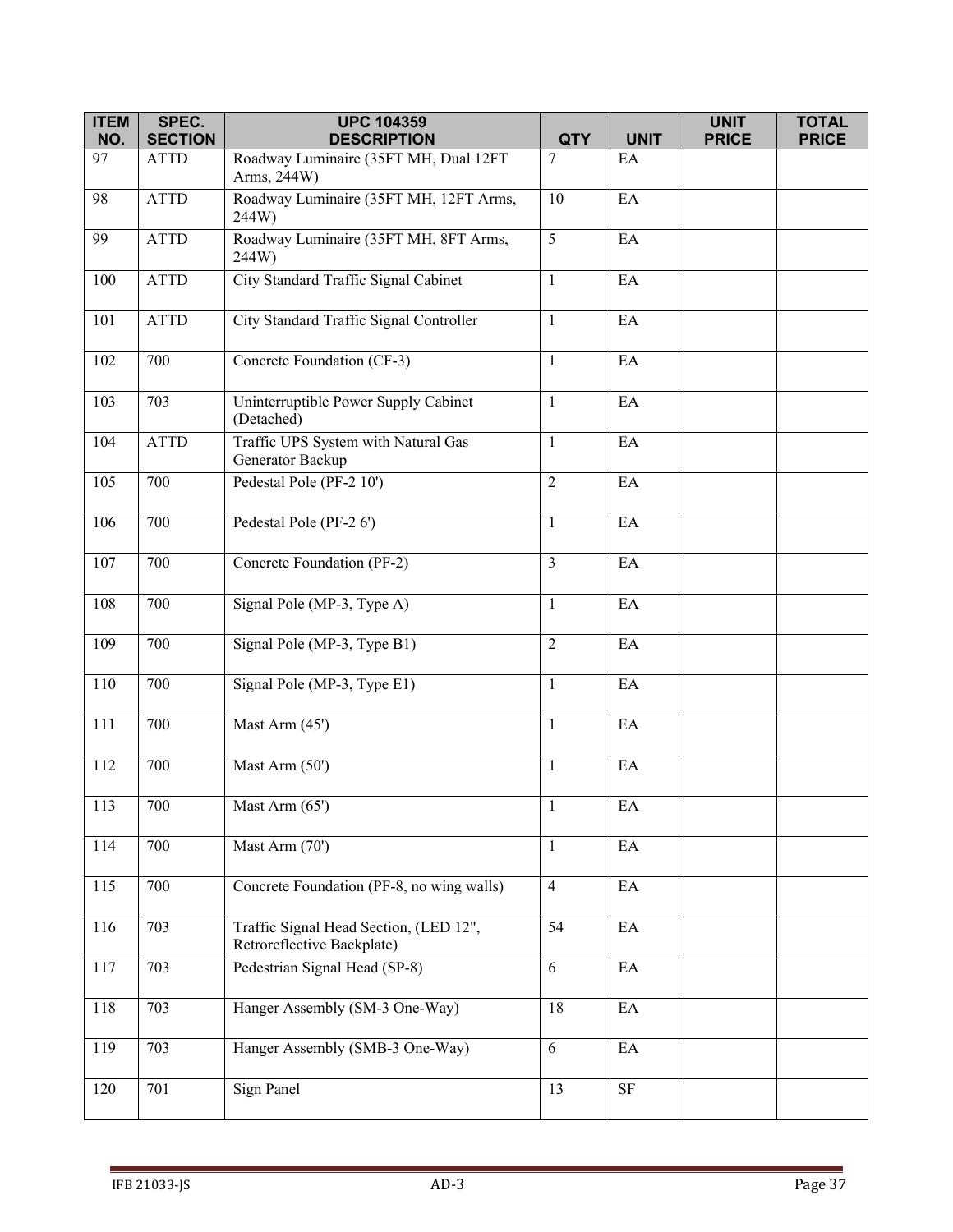| ITEM NO. | SPEC. SECTION | UPC 104359 DESCRIPTION | QTY | UNIT | UNIT PRICE | TOTAL PRICE |
|---|---|---|---|---|---|---|
| 97 | ATTD | Roadway Luminaire (35FT MH, Dual 12FT Arms, 244W) | 7 | EA | | |
| 98 | ATTD | Roadway Luminaire (35FT MH, 12FT Arms, 244W) | 10 | EA | | |
| 99 | ATTD | Roadway Luminaire (35FT MH, 8FT Arms, 244W) | 5 | EA | | |
| 100 | ATTD | City Standard Traffic Signal Cabinet | 1 | EA | | |
| 101 | ATTD | City Standard Traffic Signal Controller | 1 | EA | | |
| 102 | 700 | Concrete Foundation (CF-3) | 1 | EA | | |
| 103 | 703 | Uninterruptible Power Supply Cabinet (Detached) | 1 | EA | | |
| 104 | ATTD | Traffic UPS System with Natural Gas Generator Backup | 1 | EA | | |
| 105 | 700 | Pedestal Pole (PF-2 10') | 2 | EA | | |
| 106 | 700 | Pedestal Pole (PF-2 6') | 1 | EA | | |
| 107 | 700 | Concrete Foundation (PF-2) | 3 | EA | | |
| 108 | 700 | Signal Pole (MP-3, Type A) | 1 | EA | | |
| 109 | 700 | Signal Pole (MP-3, Type B1) | 2 | EA | | |
| 110 | 700 | Signal Pole (MP-3, Type E1) | 1 | EA | | |
| 111 | 700 | Mast Arm (45') | 1 | EA | | |
| 112 | 700 | Mast Arm (50') | 1 | EA | | |
| 113 | 700 | Mast Arm (65') | 1 | EA | | |
| 114 | 700 | Mast Arm (70') | 1 | EA | | |
| 115 | 700 | Concrete Foundation (PF-8, no wing walls) | 4 | EA | | |
| 116 | 703 | Traffic Signal Head Section, (LED 12", Retroreflective Backplate) | 54 | EA | | |
| 117 | 703 | Pedestrian Signal Head (SP-8) | 6 | EA | | |
| 118 | 703 | Hanger Assembly (SM-3 One-Way) | 18 | EA | | |
| 119 | 703 | Hanger Assembly (SMB-3 One-Way) | 6 | EA | | |
| 120 | 701 | Sign Panel | 13 | SF | | |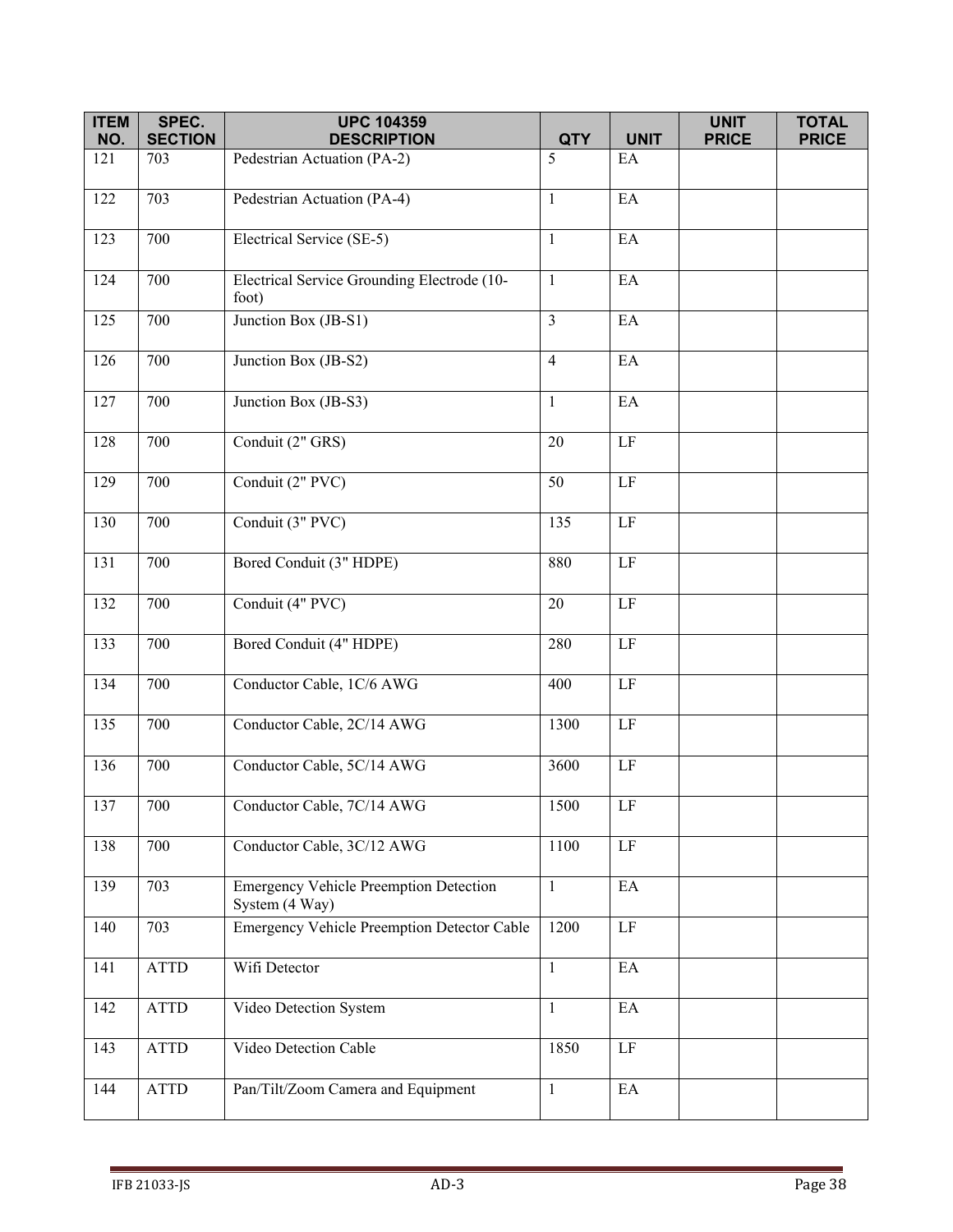| ITEM NO. | SPEC. SECTION | UPC 104359 DESCRIPTION | QTY | UNIT | UNIT PRICE | TOTAL PRICE |
|---|---|---|---|---|---|---|
| 121 | 703 | Pedestrian Actuation (PA-2) | 5 | EA | | |
| 122 | 703 | Pedestrian Actuation (PA-4) | 1 | EA | | |
| 123 | 700 | Electrical Service (SE-5) | 1 | EA | | |
| 124 | 700 | Electrical Service Grounding Electrode (10-foot) | 1 | EA | | |
| 125 | 700 | Junction Box (JB-S1) | 3 | EA | | |
| 126 | 700 | Junction Box (JB-S2) | 4 | EA | | |
| 127 | 700 | Junction Box (JB-S3) | 1 | EA | | |
| 128 | 700 | Conduit (2" GRS) | 20 | LF | | |
| 129 | 700 | Conduit (2" PVC) | 50 | LF | | |
| 130 | 700 | Conduit (3" PVC) | 135 | LF | | |
| 131 | 700 | Bored Conduit (3" HDPE) | 880 | LF | | |
| 132 | 700 | Conduit (4" PVC) | 20 | LF | | |
| 133 | 700 | Bored Conduit (4" HDPE) | 280 | LF | | |
| 134 | 700 | Conductor Cable, 1C/6 AWG | 400 | LF | | |
| 135 | 700 | Conductor Cable, 2C/14 AWG | 1300 | LF | | |
| 136 | 700 | Conductor Cable, 5C/14 AWG | 3600 | LF | | |
| 137 | 700 | Conductor Cable, 7C/14 AWG | 1500 | LF | | |
| 138 | 700 | Conductor Cable, 3C/12 AWG | 1100 | LF | | |
| 139 | 703 | Emergency Vehicle Preemption Detection System (4 Way) | 1 | EA | | |
| 140 | 703 | Emergency Vehicle Preemption Detector Cable | 1200 | LF | | |
| 141 | ATTD | Wifi Detector | 1 | EA | | |
| 142 | ATTD | Video Detection System | 1 | EA | | |
| 143 | ATTD | Video Detection Cable | 1850 | LF | | |
| 144 | ATTD | Pan/Tilt/Zoom Camera and Equipment | 1 | EA | | |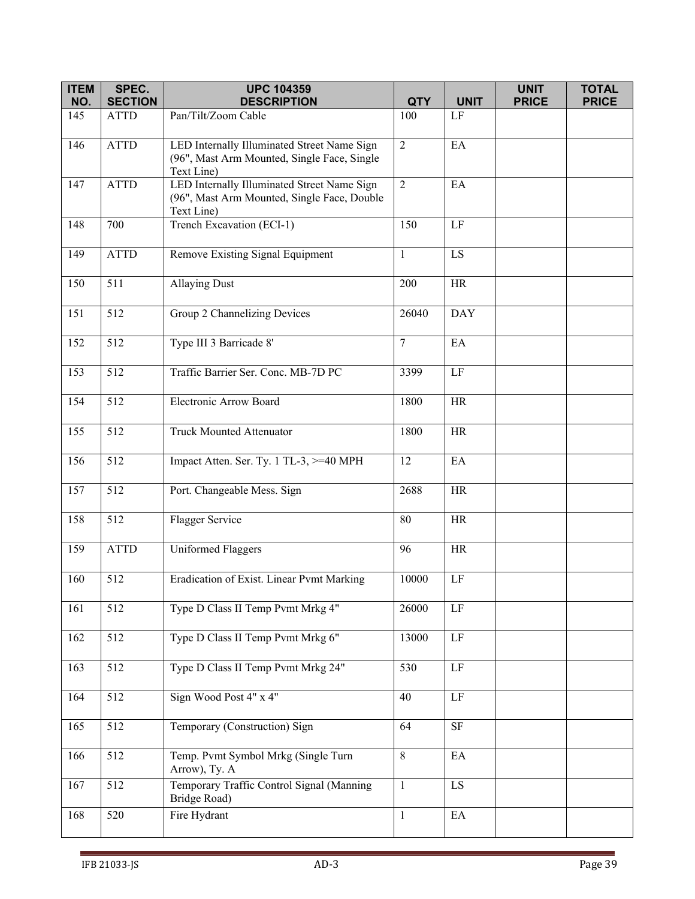| ITEM NO. | SPEC. SECTION | UPC 104359 DESCRIPTION | QTY | UNIT | UNIT PRICE | TOTAL PRICE |
|---|---|---|---|---|---|---|
| 145 | ATTD | Pan/Tilt/Zoom Cable | 100 | LF | | |
| 146 | ATTD | LED Internally Illuminated Street Name Sign (96", Mast Arm Mounted, Single Face, Single Text Line) | 2 | EA | | |
| 147 | ATTD | LED Internally Illuminated Street Name Sign (96", Mast Arm Mounted, Single Face, Double Text Line) | 2 | EA | | |
| 148 | 700 | Trench Excavation (ECI-1) | 150 | LF | | |
| 149 | ATTD | Remove Existing Signal Equipment | 1 | LS | | |
| 150 | 511 | Allaying Dust | 200 | HR | | |
| 151 | 512 | Group 2 Channelizing Devices | 26040 | DAY | | |
| 152 | 512 | Type III 3 Barricade 8' | 7 | EA | | |
| 153 | 512 | Traffic Barrier Ser. Conc. MB-7D PC | 3399 | LF | | |
| 154 | 512 | Electronic Arrow Board | 1800 | HR | | |
| 155 | 512 | Truck Mounted Attenuator | 1800 | HR | | |
| 156 | 512 | Impact Atten. Ser. Ty. 1 TL-3, >=40 MPH | 12 | EA | | |
| 157 | 512 | Port. Changeable Mess. Sign | 2688 | HR | | |
| 158 | 512 | Flagger Service | 80 | HR | | |
| 159 | ATTD | Uniformed Flaggers | 96 | HR | | |
| 160 | 512 | Eradication of Exist. Linear Pvmt Marking | 10000 | LF | | |
| 161 | 512 | Type D Class II Temp Pvmt Mrkg 4" | 26000 | LF | | |
| 162 | 512 | Type D Class II Temp Pvmt Mrkg 6" | 13000 | LF | | |
| 163 | 512 | Type D Class II Temp Pvmt Mrkg 24" | 530 | LF | | |
| 164 | 512 | Sign Wood Post 4" x 4" | 40 | LF | | |
| 165 | 512 | Temporary (Construction) Sign | 64 | SF | | |
| 166 | 512 | Temp. Pvmt Symbol Mrkg (Single Turn Arrow), Ty. A | 8 | EA | | |
| 167 | 512 | Temporary Traffic Control Signal (Manning Bridge Road) | 1 | LS | | |
| 168 | 520 | Fire Hydrant | 1 | EA | | |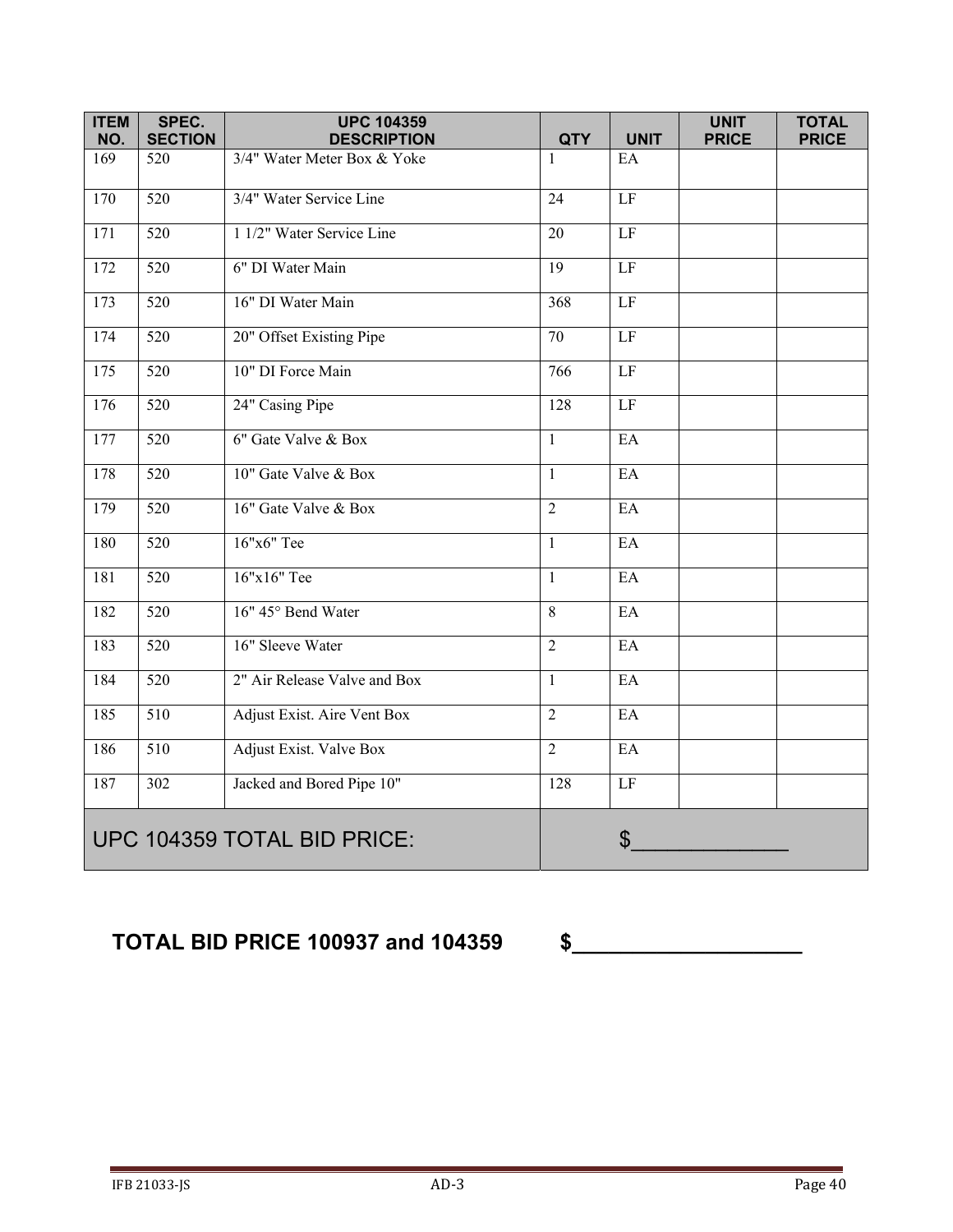| ITEM NO. | SPEC. SECTION | UPC 104359 DESCRIPTION | QTY | UNIT | UNIT PRICE | TOTAL PRICE |
|---|---|---|---|---|---|---|
| 169 | 520 | 3/4" Water Meter Box & Yoke | 1 | EA | | |
| 170 | 520 | 3/4" Water Service Line | 24 | LF | | |
| 171 | 520 | 1 1/2" Water Service Line | 20 | LF | | |
| 172 | 520 | 6" DI Water Main | 19 | LF | | |
| 173 | 520 | 16" DI Water Main | 368 | LF | | |
| 174 | 520 | 20" Offset Existing Pipe | 70 | LF | | |
| 175 | 520 | 10" DI Force Main | 766 | LF | | |
| 176 | 520 | 24" Casing Pipe | 128 | LF | | |
| 177 | 520 | 6" Gate Valve & Box | 1 | EA | | |
| 178 | 520 | 10" Gate Valve & Box | 1 | EA | | |
| 179 | 520 | 16" Gate Valve & Box | 2 | EA | | |
| 180 | 520 | 16"x6" Tee | 1 | EA | | |
| 181 | 520 | 16"x16" Tee | 1 | EA | | |
| 182 | 520 | 16" 45° Bend Water | 8 | EA | | |
| 183 | 520 | 16" Sleeve Water | 2 | EA | | |
| 184 | 520 | 2" Air Release Valve and Box | 1 | EA | | |
| 185 | 510 | Adjust Exist. Aire Vent Box | 2 | EA | | |
| 186 | 510 | Adjust Exist. Valve Box | 2 | EA | | |
| 187 | 302 | Jacked and Bored Pipe 10" | 128 | LF | | |
| UPC 104359 TOTAL BID PRICE: | | | $_____________ | | | |

**TOTAL BID PRICE 100937 and 104359 $___________________**